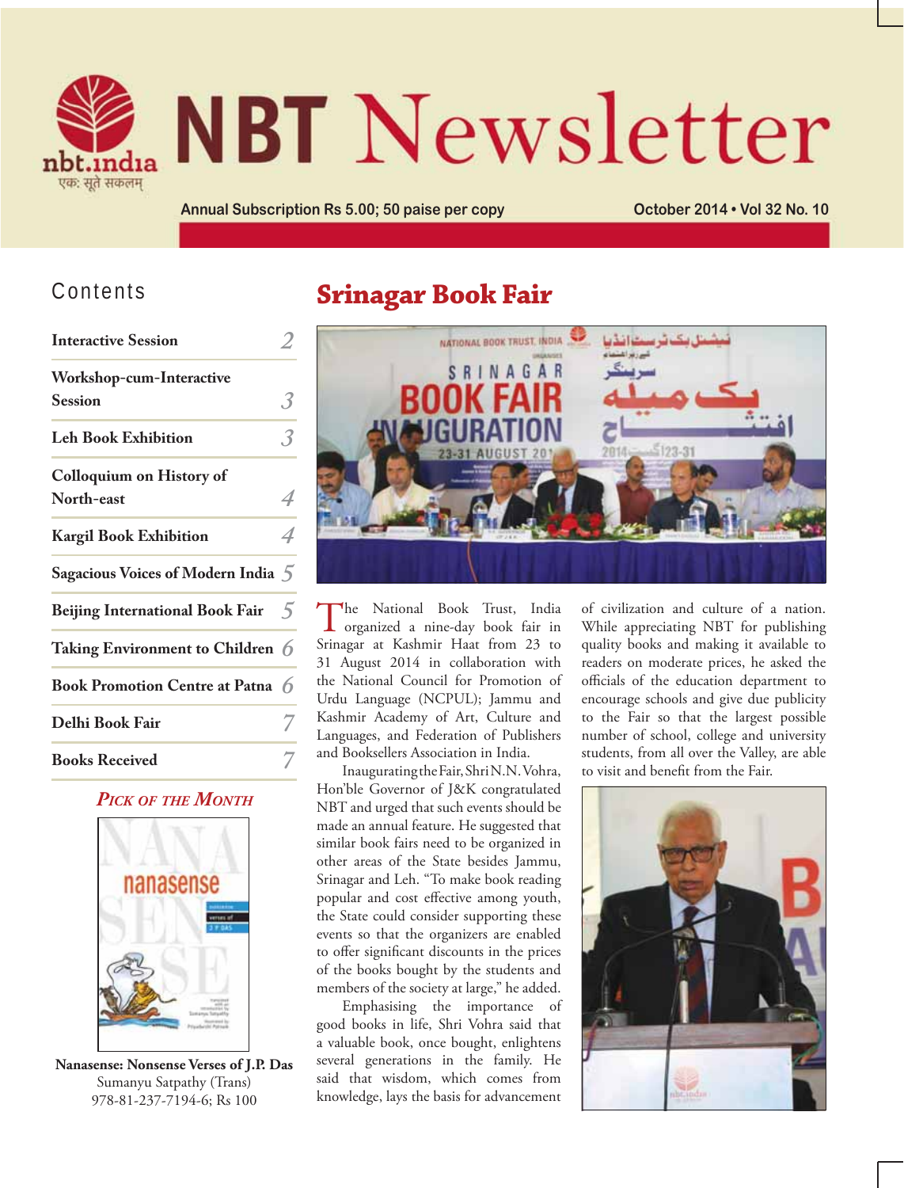# NBT Newsletter

Annual Subscription Rs 5.00; 50 paise per copy

October 2014 • Vol 32 No. 10

## Contents

| | |
|---|---|
| Interactive Session | 2 |
| Workshop-cum-Interactive Session | 3 |
| Leh Book Exhibition | 3 |
| Colloquium on History of North-east | 4 |
| Kargil Book Exhibition | 4 |
| Sagacious Voices of Modern India | 5 |
| Beijing International Book Fair | 5 |
| Taking Environment to Children | 6 |
| Book Promotion Centre at Patna | 6 |
| Delhi Book Fair | 7 |
| Books Received | 7 |

### *Pick of the Month*

**Nanasense: Nonsense Verses of J.P. Das**
Sumanyu Satpathy (Trans)
978-81-237-7194-6; Rs 100

## Srinagar Book Fair

The National Book Trust, India organized a nine-day book fair in Srinagar at Kashmir Haat from 23 to 31 August 2014 in collaboration with the National Council for Promotion of Urdu Language (NCPUL); Jammu and Kashmir Academy of Art, Culture and Languages, and Federation of Publishers and Booksellers Association in India.

Inaugurating the Fair, Shri N.N. Vohra, Hon'ble Governor of J&K congratulated NBT and urged that such events should be made an annual feature. He suggested that similar book fairs need to be organized in other areas of the State besides Jammu, Srinagar and Leh. "To make book reading popular and cost effective among youth, the State could consider supporting these events so that the organizers are enabled to offer significant discounts in the prices of the books bought by the students and members of the society at large," he added.

Emphasising the importance of good books in life, Shri Vohra said that a valuable book, once bought, enlightens several generations in the family. He said that wisdom, which comes from knowledge, lays the basis for advancement of civilization and culture of a nation. While appreciating NBT for publishing quality books and making it available to readers on moderate prices, he asked the officials of the education department to encourage schools and give due publicity to the Fair so that the largest possible number of school, college and university students, from all over the Valley, are able to visit and benefit from the Fair.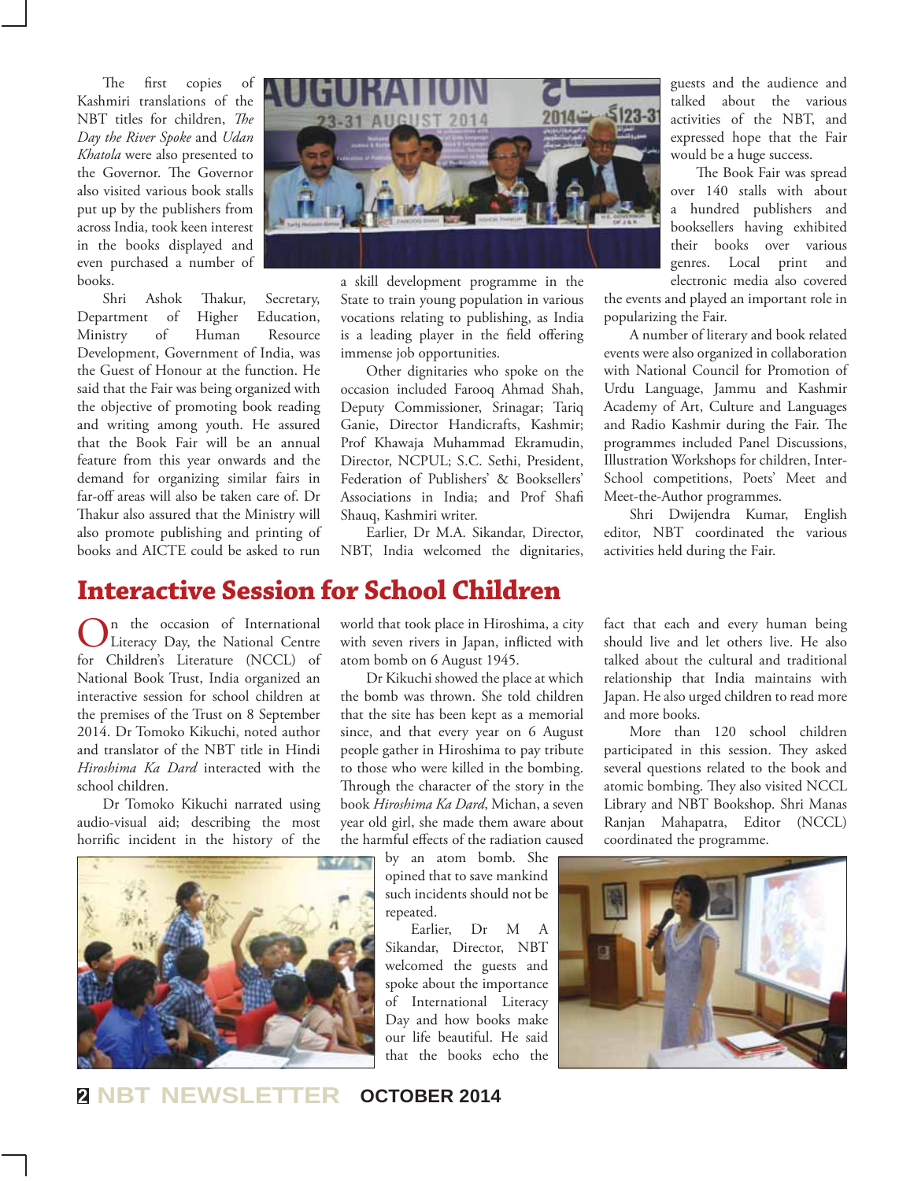The first copies of Kashmiri translations of the NBT titles for children, *The Day the River Spoke* and *Udan Khatola* were also presented to the Governor. The Governor also visited various book stalls put up by the publishers from across India, took keen interest in the books displayed and even purchased a number of books.

Shri Ashok Thakur, Secretary, Department of Higher Education, Ministry of Human Resource Development, Government of India, was the Guest of Honour at the function. He said that the Fair was being organized with the objective of promoting book reading and writing among youth. He assured that the Book Fair will be an annual feature from this year onwards and the demand for organizing similar fairs in far-off areas will also be taken care of. Dr Thakur also assured that the Ministry will also promote publishing and printing of books and AICTE could be asked to run a skill development programme in the State to train young population in various vocations relating to publishing, as India is a leading player in the field offering immense job opportunities.

Other dignitaries who spoke on the occasion included Farooq Ahmad Shah, Deputy Commissioner, Srinagar; Tariq Ganie, Director Handicrafts, Kashmir; Prof Khawaja Muhammad Ekramudin, Director, NCPUL; S.C. Sethi, President, Federation of Publishers' & Booksellers' Associations in India; and Prof Shafi Shauq, Kashmiri writer.

Earlier, Dr M.A. Sikandar, Director, NBT, India welcomed the dignitaries, guests and the audience and talked about the various activities of the NBT, and expressed hope that the Fair would be a huge success.

The Book Fair was spread over 140 stalls with about a hundred publishers and booksellers having exhibited their books over various genres. Local print and electronic media also covered the events and played an important role in popularizing the Fair.

A number of literary and book related events were also organized in collaboration with National Council for Promotion of Urdu Language, Jammu and Kashmir Academy of Art, Culture and Languages and Radio Kashmir during the Fair. The programmes included Panel Discussions, Illustration Workshops for children, Inter-School competitions, Poets' Meet and Meet-the-Author programmes.

Shri Dwijendra Kumar, English editor, NBT coordinated the various activities held during the Fair.

# Interactive Session for School Children

On the occasion of International Literacy Day, the National Centre for Children's Literature (NCCL) of National Book Trust, India organized an interactive session for school children at the premises of the Trust on 8 September 2014. Dr Tomoko Kikuchi, noted author and translator of the NBT title in Hindi *Hiroshima Ka Dard* interacted with the school children.

Dr Tomoko Kikuchi narrated using audio-visual aid; describing the most horrific incident in the history of the world that took place in Hiroshima, a city with seven rivers in Japan, inflicted with atom bomb on 6 August 1945.

Dr Kikuchi showed the place at which the bomb was thrown. She told children that the site has been kept as a memorial since, and that every year on 6 August people gather in Hiroshima to pay tribute to those who were killed in the bombing. Through the character of the story in the book *Hiroshima Ka Dard*, Michan, a seven year old girl, she made them aware about the harmful effects of the radiation caused by an atom bomb. She opined that to save mankind such incidents should not be repeated.

Earlier, Dr M A Sikandar, Director, NBT welcomed the guests and spoke about the importance of International Literacy Day and how books make our life beautiful. He said that the books echo the fact that each and every human being should live and let others live. He also talked about the cultural and traditional relationship that India maintains with Japan. He also urged children to read more and more books.

More than 120 school children participated in this session. They asked several questions related to the book and atomic bombing. They also visited NCCL Library and NBT Bookshop. Shri Manas Ranjan Mahapatra, Editor (NCCL) coordinated the programme.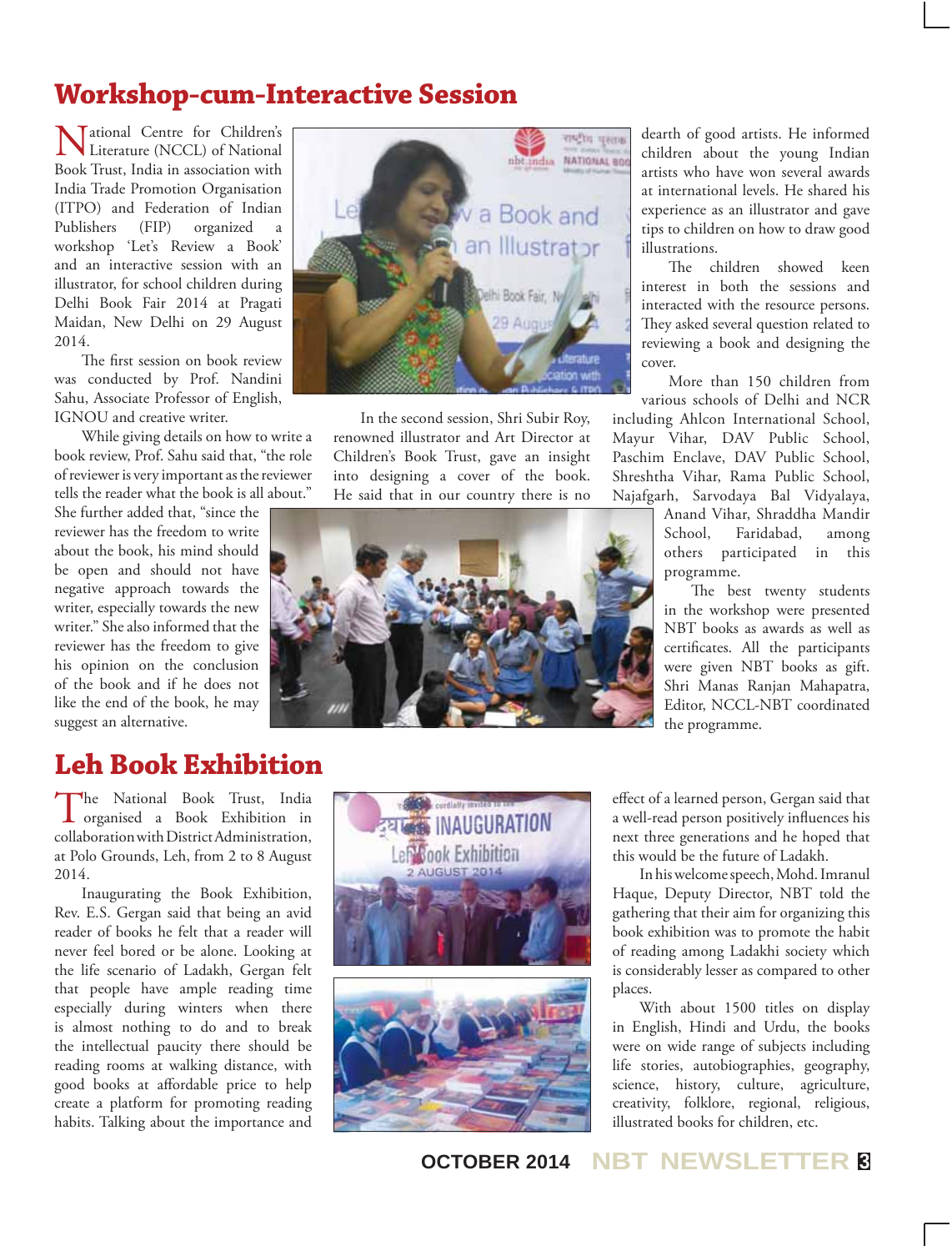## Workshop-cum-Interactive Session

National Centre for Children's Literature (NCCL) of National Book Trust, India in association with India Trade Promotion Organisation (ITPO) and Federation of Indian Publishers (FIP) organized a workshop 'Let's Review a Book' and an interactive session with an illustrator, for school children during Delhi Book Fair 2014 at Pragati Maidan, New Delhi on 29 August 2014.

The first session on book review was conducted by Prof. Nandini Sahu, Associate Professor of English, IGNOU and creative writer.

While giving details on how to write a book review, Prof. Sahu said that, "the role of reviewer is very important as the reviewer tells the reader what the book is all about." She further added that, "since the reviewer has the freedom to write about the book, his mind should be open and should not have negative approach towards the writer, especially towards the new writer." She also informed that the reviewer has the freedom to give his opinion on the conclusion of the book and if he does not like the end of the book, he may suggest an alternative.

In the second session, Shri Subir Roy, renowned illustrator and Art Director at Children's Book Trust, gave an insight into designing a cover of the book. He said that in our country there is no dearth of good artists. He informed children about the young Indian artists who have won several awards at international levels. He shared his experience as an illustrator and gave tips to children on how to draw good illustrations.

The children showed keen interest in both the sessions and interacted with the resource persons. They asked several question related to reviewing a book and designing the cover.

More than 150 children from various schools of Delhi and NCR including Ahlcon International School, Mayur Vihar, DAV Public School, Paschim Enclave, DAV Public School, Shreshtha Vihar, Rama Public School, Najafgarh, Sarvodaya Bal Vidyalaya, Anand Vihar, Shraddha Mandir School, Faridabad, among others participated in this programme.

The best twenty students in the workshop were presented NBT books as awards as well as certificates. All the participants were given NBT books as gift. Shri Manas Ranjan Mahapatra, Editor, NCCL-NBT coordinated the programme.

## Leh Book Exhibition

The National Book Trust, India organised a Book Exhibition in collaboration with District Administration, at Polo Grounds, Leh, from 2 to 8 August 2014.

Inaugurating the Book Exhibition, Rev. E.S. Gergan said that being an avid reader of books he felt that a reader will never feel bored or be alone. Looking at the life scenario of Ladakh, Gergan felt that people have ample reading time especially during winters when there is almost nothing to do and to break the intellectual paucity there should be reading rooms at walking distance, with good books at affordable price to help create a platform for promoting reading habits. Talking about the importance and effect of a learned person, Gergan said that a well-read person positively influences his next three generations and he hoped that this would be the future of Ladakh.

In his welcome speech, Mohd. Imranul Haque, Deputy Director, NBT told the gathering that their aim for organizing this book exhibition was to promote the habit of reading among Ladakhi society which is considerably lesser as compared to other places.

With about 1500 titles on display in English, Hindi and Urdu, the books were on wide range of subjects including life stories, autobiographies, geography, science, history, culture, agriculture, creativity, folklore, regional, religious, illustrated books for children, etc.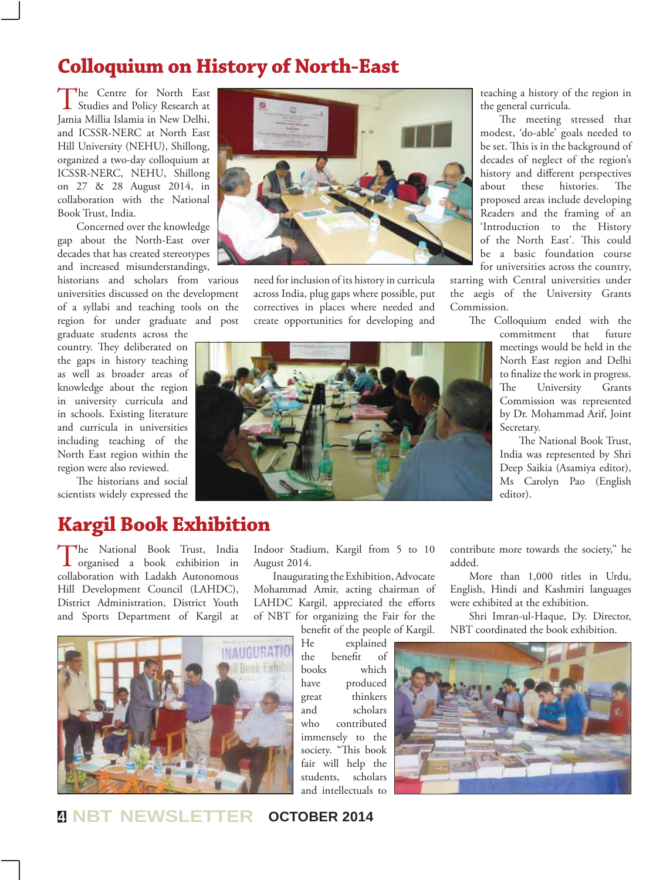## Colloquium on History of North-East

The Centre for North East Studies and Policy Research at Jamia Millia Islamia in New Delhi, and ICSSR-NERC at North East Hill University (NEHU), Shillong, organized a two-day colloquium at ICSSR-NERC, NEHU, Shillong on 27 & 28 August 2014, in collaboration with the National Book Trust, India.

Concerned over the knowledge gap about the North-East over decades that has created stereotypes and increased misunderstandings, historians and scholars from various universities discussed on the development of a syllabi and teaching tools on the region for under graduate and post graduate students across the country. They deliberated on the gaps in history teaching as well as broader areas of knowledge about the region in university curricula and in schools. Existing literature and curricula in universities including teaching of the North East region within the region were also reviewed.

The historians and social scientists widely expressed the need for inclusion of its history in curricula across India, plug gaps where possible, put correctives in places where needed and create opportunities for developing and teaching a history of the region in the general curricula.

The meeting stressed that modest, 'do-able' goals needed to be set. This is in the background of decades of neglect of the region's history and different perspectives about these histories. The proposed areas include developing Readers and the framing of an 'Introduction to the History of the North East'. This could be a basic foundation course for universities across the country, starting with Central universities under the aegis of the University Grants Commission.

The Colloquium ended with the commitment that future meetings would be held in the North East region and Delhi to finalize the work in progress. The University Grants Commission was represented by Dr. Mohammad Arif, Joint Secretary.

The National Book Trust, India was represented by Shri Deep Saikia (Asamiya editor), Ms Carolyn Pao (English editor).

## Kargil Book Exhibition

The National Book Trust, India organised a book exhibition in collaboration with Ladakh Autonomous Hill Development Council (LAHDC), District Administration, District Youth and Sports Department of Kargil at Indoor Stadium, Kargil from 5 to 10 August 2014.

Inaugurating the Exhibition, Advocate Mohammad Amir, acting chairman of LAHDC Kargil, appreciated the efforts of NBT for organizing the Fair for the benefit of the people of Kargil. He explained the benefit of books which have produced great thinkers and scholars and who contributed immensely to the society. "This book fair will help the students, scholars and intellectuals to contribute more towards the society," he added.

More than 1,000 titles in Urdu, English, Hindi and Kashmiri languages were exhibited at the exhibition.

Shri Imran-ul-Haque, Dy. Director, NBT coordinated the book exhibition.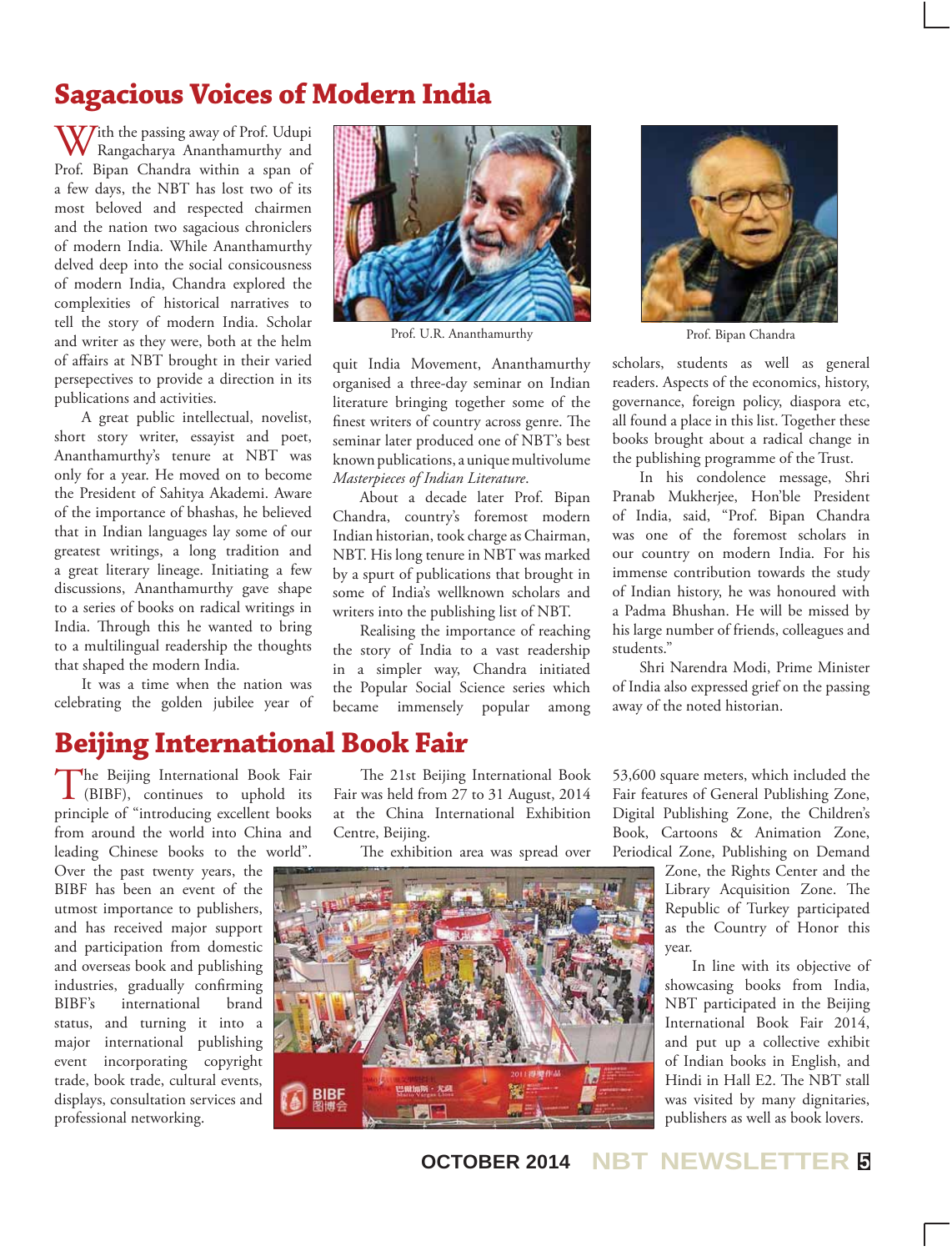# Sagacious Voices of Modern India

With the passing away of Prof. Udupi Rangacharya Ananthamurthy and Prof. Bipan Chandra within a span of a few days, the NBT has lost two of its most beloved and respected chairmen and the nation two sagacious chroniclers of modern India. While Ananthamurthy delved deep into the social consicousness of modern India, Chandra explored the complexities of historical narratives to tell the story of modern India. Scholar and writer as they were, both at the helm of affairs at NBT brought in their varied persepectives to provide a direction in its publications and activities.

A great public intellectual, novelist, short story writer, essayist and poet, Ananthamurthy's tenure at NBT was only for a year. He moved on to become the President of Sahitya Akademi. Aware of the importance of bhashas, he believed that in Indian languages lay some of our greatest writings, a long tradition and a great literary lineage. Initiating a few discussions, Ananthamurthy gave shape to a series of books on radical writings in India. Through this he wanted to bring to a multilingual readership the thoughts that shaped the modern India.

It was a time when the nation was celebrating the golden jubilee year of quit India Movement, Ananthamurthy organised a three-day seminar on Indian literature bringing together some of the finest writers of country across genre. The seminar later produced one of NBT's best known publications, a unique multivolume *Masterpieces of Indian Literature*.

Prof. U.R. Ananthamurthy

Prof. Bipan Chandra

About a decade later Prof. Bipan Chandra, country's foremost modern Indian historian, took charge as Chairman, NBT. His long tenure in NBT was marked by a spurt of publications that brought in some of India's wellknown scholars and writers into the publishing list of NBT.

Realising the importance of reaching the story of India to a vast readership in a simpler way, Chandra initiated the Popular Social Science series which became immensely popular among scholars, students as well as general readers. Aspects of the economics, history, governance, foreign policy, diaspora etc, all found a place in this list. Together these books brought about a radical change in the publishing programme of the Trust.

In his condolence message, Shri Pranab Mukherjee, Hon'ble President of India, said, "Prof. Bipan Chandra was one of the foremost scholars in our country on modern India. For his immense contribution towards the study of Indian history, he was honoured with a Padma Bhushan. He will be missed by his large number of friends, colleagues and students."

Shri Narendra Modi, Prime Minister of India also expressed grief on the passing away of the noted historian.

# Beijing International Book Fair

The Beijing International Book Fair (BIBF), continues to uphold its principle of "introducing excellent books from around the world into China and leading Chinese books to the world". Over the past twenty years, the BIBF has been an event of the utmost importance to publishers, and has received major support and participation from domestic and overseas book and publishing industries, gradually confirming BIBF's international brand status, and turning it into a major international publishing event incorporating copyright trade, book trade, cultural events, displays, consultation services and professional networking.

The 21st Beijing International Book Fair was held from 27 to 31 August, 2014 at the China International Exhibition Centre, Beijing.

The exhibition area was spread over 53,600 square meters, which included the Fair features of General Publishing Zone, Digital Publishing Zone, the Children's Book, Cartoons & Animation Zone, Periodical Zone, Publishing on Demand Zone, the Rights Center and the Library Acquisition Zone. The Republic of Turkey participated as the Country of Honor this year.

In line with its objective of showcasing books from India, NBT participated in the Beijing International Book Fair 2014, and put up a collective exhibit of Indian books in English, and Hindi in Hall E2. The NBT stall was visited by many dignitaries, publishers as well as book lovers.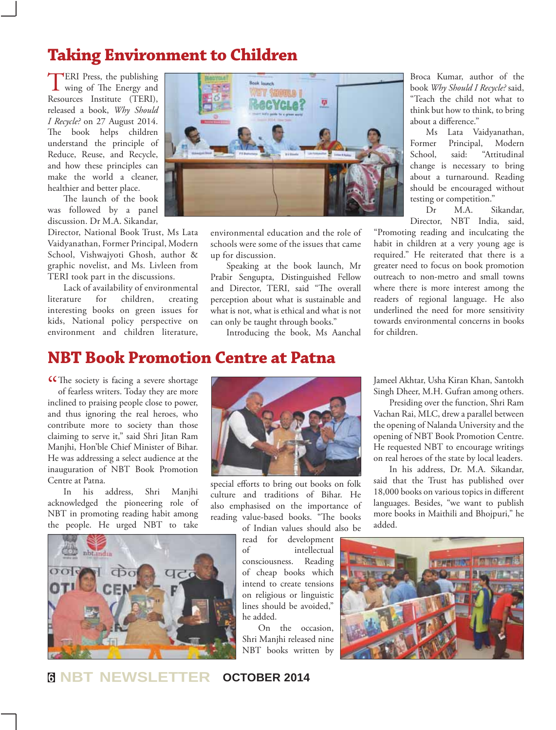## Taking Environment to Children

TERI Press, the publishing wing of The Energy and Resources Institute (TERI), released a book, *Why Should I Recycle?* on 27 August 2014. The book helps children understand the principle of Reduce, Reuse, and Recycle, and how these principles can make the world a cleaner, healthier and better place.

The launch of the book was followed by a panel discussion. Dr M.A. Sikandar, Director, National Book Trust, Ms Lata Vaidyanathan, Former Principal, Modern School, Vishwajyoti Ghosh, author & graphic novelist, and Ms. Livleen from TERI took part in the discussions.

Lack of availability of environmental literature for children, creating interesting books on green issues for kids, National policy perspective on environment and children literature, environmental education and the role of schools were some of the issues that came up for discussion.

Speaking at the book launch, Mr Prabir Sengupta, Distinguished Fellow and Director, TERI, said "The overall perception about what is sustainable and what is not, what is ethical and what is not can only be taught through books."

Introducing the book, Ms Aanchal Broca Kumar, author of the book *Why Should I Recycle?* said, "Teach the child not what to think but how to think, to bring about a difference."

Ms Lata Vaidyanathan, Former Principal, Modern School, said: "Attitudinal change is necessary to bring about a turnaround. Reading should be encouraged without testing or competition."

Dr M.A. Sikandar, Director, NBT India, said, "Promoting reading and inculcating the habit in children at a very young age is required." He reiterated that there is a greater need to focus on book promotion outreach to non-metro and small towns where there is more interest among the readers of regional language. He also underlined the need for more sensitivity towards environmental concerns in books for children.

## NBT Book Promotion Centre at Patna

"The society is facing a severe shortage of fearless writers. Today they are more inclined to praising people close to power, and thus ignoring the real heroes, who contribute more to society than those claiming to serve it," said Shri Jitan Ram Manjhi, Hon'ble Chief Minister of Bihar. He was addressing a select audience at the inauguration of NBT Book Promotion Centre at Patna.

In his address, Shri Manjhi acknowledged the pioneering role of NBT in promoting reading habit among the people. He urged NBT to take special efforts to bring out books on folk culture and traditions of Bihar. He also emphasised on the importance of reading value-based books. "The books of Indian values should also be read for development of intellectual consciousness. Reading of cheap books which intend to create tensions on religious or linguistic lines should be avoided," he added.

On the occasion, Shri Manjhi released nine NBT books written by Jameel Akhtar, Usha Kiran Khan, Santokh Singh Dheer, M.H. Gufran among others.

Presiding over the function, Shri Ram Vachan Rai, MLC, drew a parallel between the opening of Nalanda University and the opening of NBT Book Promotion Centre. He requested NBT to encourage writings on real heroes of the state by local leaders.

In his address, Dr. M.A. Sikandar, said that the Trust has published over 18,000 books on various topics in different languages. Besides, "we want to publish more books in Maithili and Bhojpuri," he added.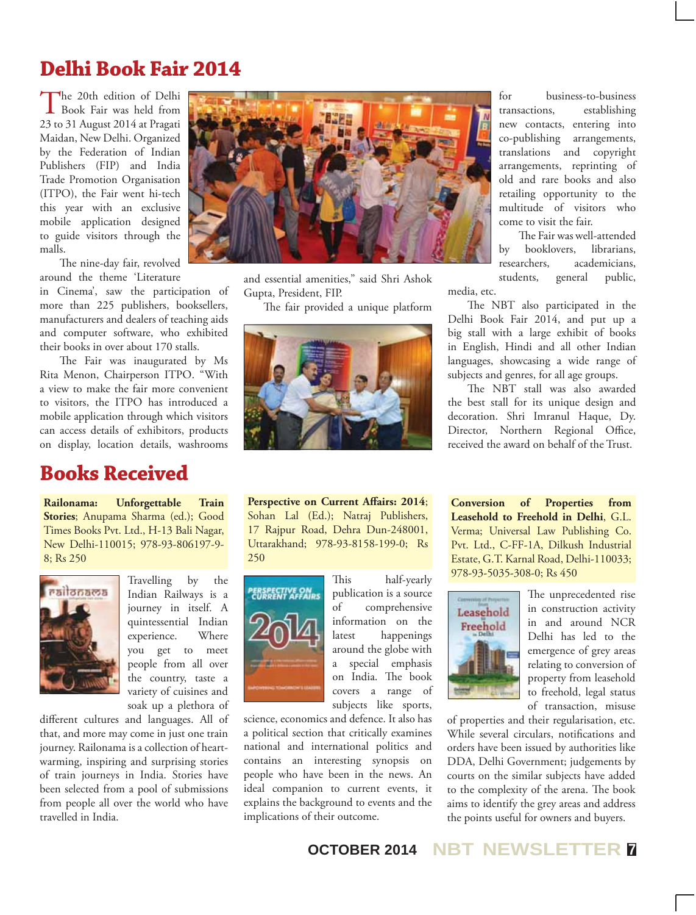# Delhi Book Fair 2014

The 20th edition of Delhi Book Fair was held from 23 to 31 August 2014 at Pragati Maidan, New Delhi. Organized by the Federation of Indian Publishers (FIP) and India Trade Promotion Organisation (ITPO), the Fair went hi-tech this year with an exclusive mobile application designed to guide visitors through the malls.

The nine-day fair, revolved around the theme 'Literature in Cinema', saw the participation of more than 225 publishers, booksellers, manufacturers and dealers of teaching aids and computer software, who exhibited their books in over about 170 stalls.

The Fair was inaugurated by Ms Rita Menon, Chairperson ITPO. "With a view to make the fair more convenient to visitors, the ITPO has introduced a mobile application through which visitors can access details of exhibitors, products on display, location details, washrooms and essential amenities," said Shri Ashok Gupta, President, FIP.

The fair provided a unique platform for business-to-business transactions, establishing new contacts, entering into co-publishing arrangements, translations and copyright arrangements, reprinting of old and rare books and also retailing opportunity to the multitude of visitors who come to visit the fair.

The Fair was well-attended by booklovers, librarians, researchers, academicians, students, general public, media, etc.

The NBT also participated in the Delhi Book Fair 2014, and put up a big stall with a large exhibit of books in English, Hindi and all other Indian languages, showcasing a wide range of subjects and genres, for all age groups.

The NBT stall was also awarded the best stall for its unique design and decoration. Shri Imranul Haque, Dy. Director, Northern Regional Office, received the award on behalf of the Trust.

# Books Received

**Railonama: Unforgettable Train Stories**; Anupama Sharma (ed.); Good Times Books Pvt. Ltd., H-13 Bali Nagar, New Delhi-110015; 978-93-806197-9-8; Rs 250

Travelling by the Indian Railways is a journey in itself. A quintessential Indian experience. Where you get to meet people from all over the country, taste a variety of cuisines and soak up a plethora of different cultures and languages. All of that, and more may come in just one train journey. Railonama is a collection of heart-warming, inspiring and surprising stories of train journeys in India. Stories have been selected from a pool of submissions from people all over the world who have travelled in India.

**Perspective on Current Affairs: 2014**; Sohan Lal (Ed.); Natraj Publishers, 17 Rajpur Road, Dehra Dun-248001, Uttarakhand; 978-93-8158-199-0; Rs 250

This half-yearly publication is a source of comprehensive information on the latest happenings around the globe with a special emphasis on India. The book covers a range of subjects like sports, science, economics and defence. It also has a political section that critically examines national and international politics and contains an interesting synopsis on people who have been in the news. An ideal companion to current events, it explains the background to events and the implications of their outcome.

**Conversion of Properties from Leasehold to Freehold in Delhi**, G.L. Verma; Universal Law Publishing Co. Pvt. Ltd., C-FF-1A, Dilkush Industrial Estate, G.T. Karnal Road, Delhi-110033; 978-93-5035-308-0; Rs 450

The unprecedented rise in construction activity in and around NCR Delhi has led to the emergence of grey areas relating to conversion of property from leasehold to freehold, legal status of transaction, misuse of properties and their regularisation, etc. While several circulars, notifications and orders have been issued by authorities like DDA, Delhi Government; judgements by courts on the similar subjects have added to the complexity of the arena. The book aims to identify the grey areas and address the points useful for owners and buyers.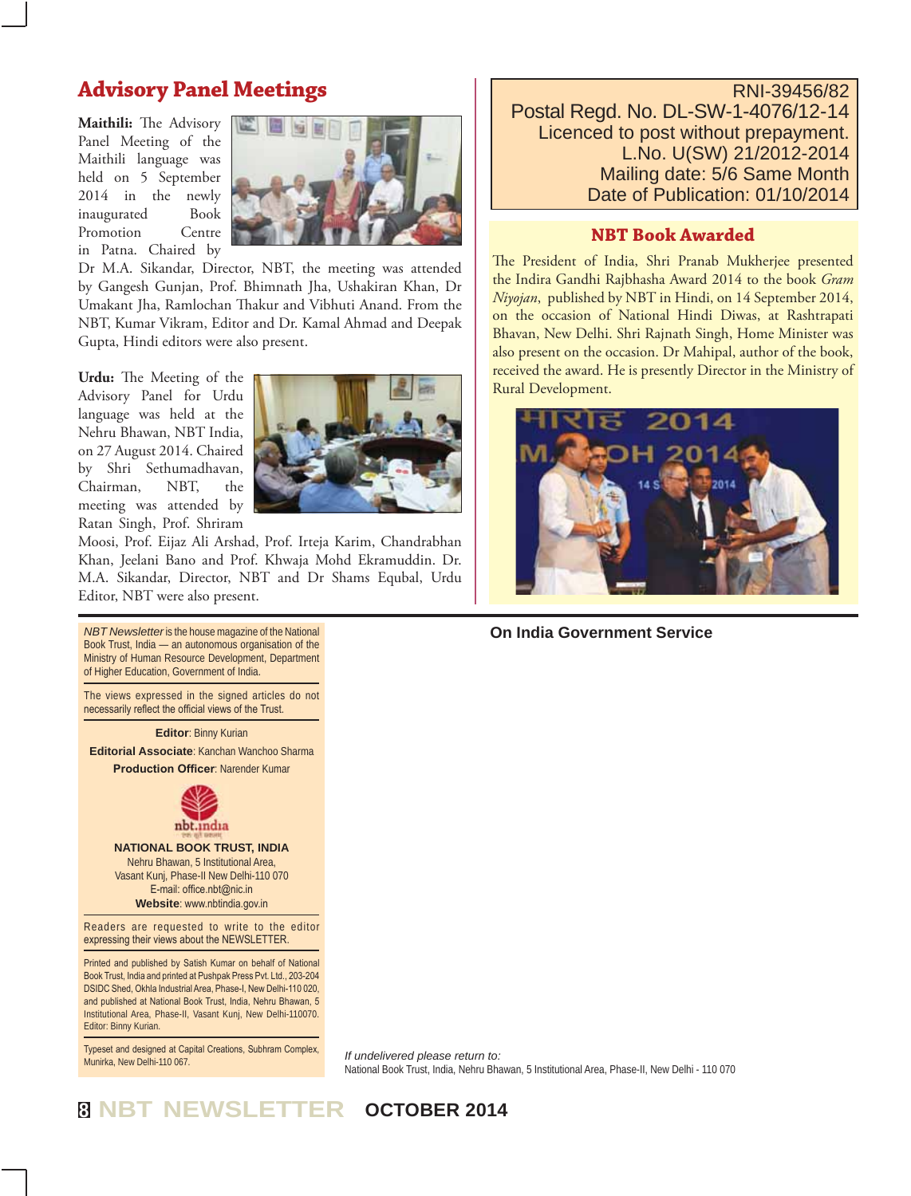## Advisory Panel Meetings

**Maithili:** The Advisory Panel Meeting of the Maithili language was held on 5 September 2014 in the newly inaugurated Book Promotion Centre in Patna. Chaired by Dr M.A. Sikandar, Director, NBT, the meeting was attended by Gangesh Gunjan, Prof. Bhimnath Jha, Ushakiran Khan, Dr Umakant Jha, Ramlochan Thakur and Vibhuti Anand. From the NBT, Kumar Vikram, Editor and Dr. Kamal Ahmad and Deepak Gupta, Hindi editors were also present.

**Urdu:** The Meeting of the Advisory Panel for Urdu language was held at the Nehru Bhawan, NBT India, on 27 August 2014. Chaired by Shri Sethumadhavan, Chairman, NBT, the meeting was attended by Ratan Singh, Prof. Shriram Moosi, Prof. Eijaz Ali Arshad, Prof. Irteja Karim, Chandrabhan Khan, Jeelani Bano and Prof. Khwaja Mohd Ekramuddin. Dr. M.A. Sikandar, Director, NBT and Dr Shams Equbal, Urdu Editor, NBT were also present.

RNI-39456/82
Postal Regd. No. DL-SW-1-4076/12-14
Licenced to post without prepayment.
L.No. U(SW) 21/2012-2014
Mailing date: 5/6 Same Month
Date of Publication: 01/10/2014

### NBT Book Awarded

The President of India, Shri Pranab Mukherjee presented the Indira Gandhi Rajbhasha Award 2014 to the book *Gram Niyojan*, published by NBT in Hindi, on 14 September 2014, on the occasion of National Hindi Diwas, at Rashtrapati Bhavan, New Delhi. Shri Rajnath Singh, Home Minister was also present on the occasion. Dr Mahipal, author of the book, received the award. He is presently Director in the Ministry of Rural Development.

*NBT Newsletter* is the house magazine of the National Book Trust, India — an autonomous organisation of the Ministry of Human Resource Development, Department of Higher Education, Government of India.

The views expressed in the signed articles do not necessarily reflect the official views of the Trust.

**Editor**: Binny Kurian
**Editorial Associate**: Kanchan Wanchoo Sharma
**Production Officer**: Narender Kumar

**NATIONAL BOOK TRUST, INDIA**
Nehru Bhawan, 5 Institutional Area,
Vasant Kunj, Phase-II New Delhi-110 070
E-mail: office.nbt@nic.in
**Website**: www.nbtindia.gov.in

Readers are requested to write to the editor expressing their views about the NEWSLETTER.

Printed and published by Satish Kumar on behalf of National Book Trust, India and printed at Pushpak Press Pvt. Ltd., 203-204 DSIDC Shed, Okhla Industrial Area, Phase-I, New Delhi-110 020, and published at National Book Trust, India, Nehru Bhawan, 5 Institutional Area, Phase-II, Vasant Kunj, New Delhi-110070. Editor: Binny Kurian.

Typeset and designed at Capital Creations, Subhram Complex, Munirka, New Delhi-110 067.

**On India Government Service**

*If undelivered please return to:*
National Book Trust, India, Nehru Bhawan, 5 Institutional Area, Phase-II, New Delhi - 110 070